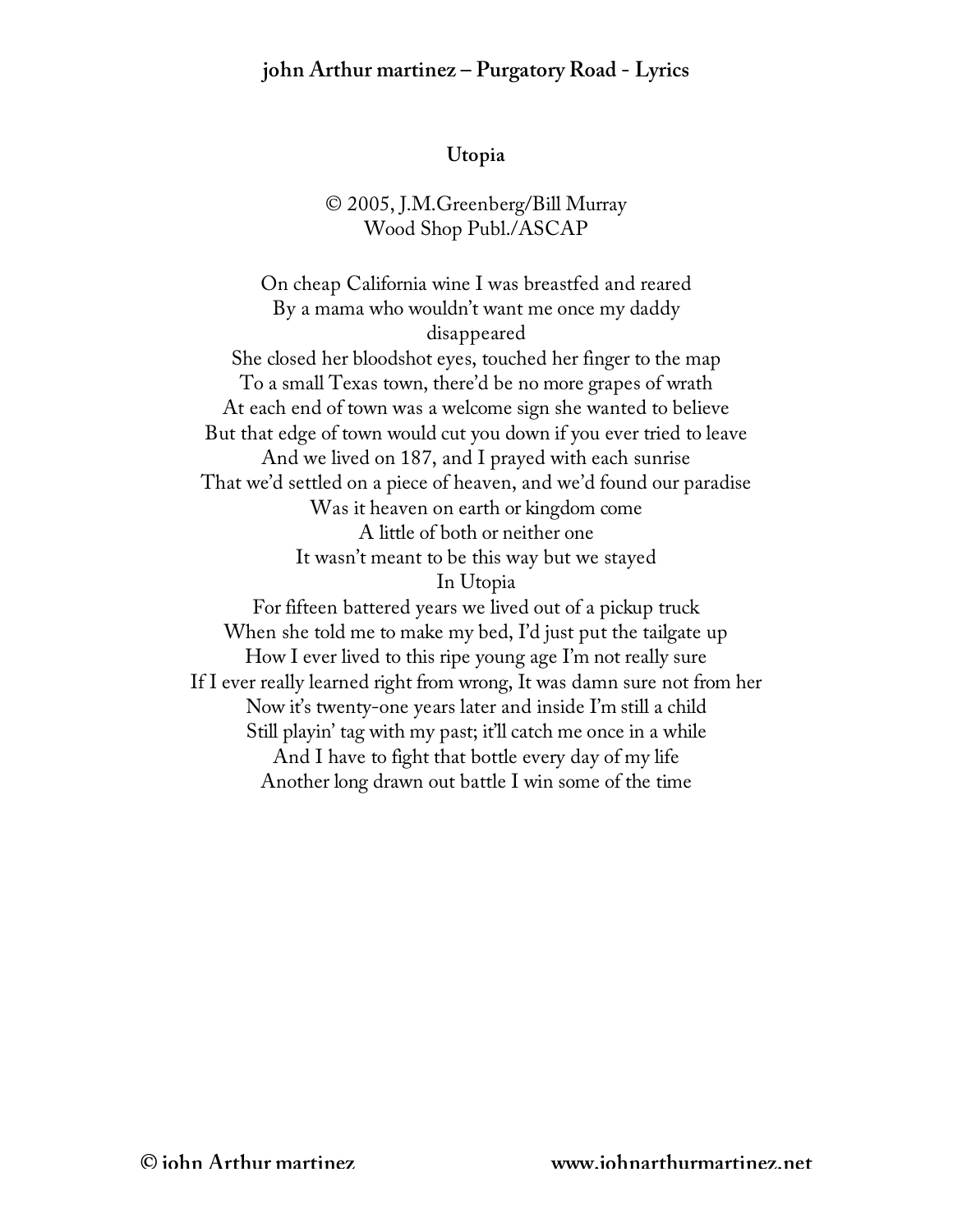## Utopia

© 2005, J.M.Greenberg/Bill Murray
Wood Shop Publ./ASCAP

On cheap California wine I was breastfed and reared
By a mama who wouldn't want me once my daddy disappeared
She closed her bloodshot eyes, touched her finger to the map
To a small Texas town, there'd be no more grapes of wrath
At each end of town was a welcome sign she wanted to believe
But that edge of town would cut you down if you ever tried to leave
And we lived on 187, and I prayed with each sunrise
That we'd settled on a piece of heaven, and we'd found our paradise
Was it heaven on earth or kingdom come
A little of both or neither one
It wasn't meant to be this way but we stayed
In Utopia
For fifteen battered years we lived out of a pickup truck
When she told me to make my bed, I'd just put the tailgate up
How I ever lived to this ripe young age I'm not really sure
If I ever really learned right from wrong, It was damn sure not from her
Now it's twenty-one years later and inside I'm still a child
Still playin' tag with my past; it'll catch me once in a while
And I have to fight that bottle every day of my life
Another long drawn out battle I win some of the time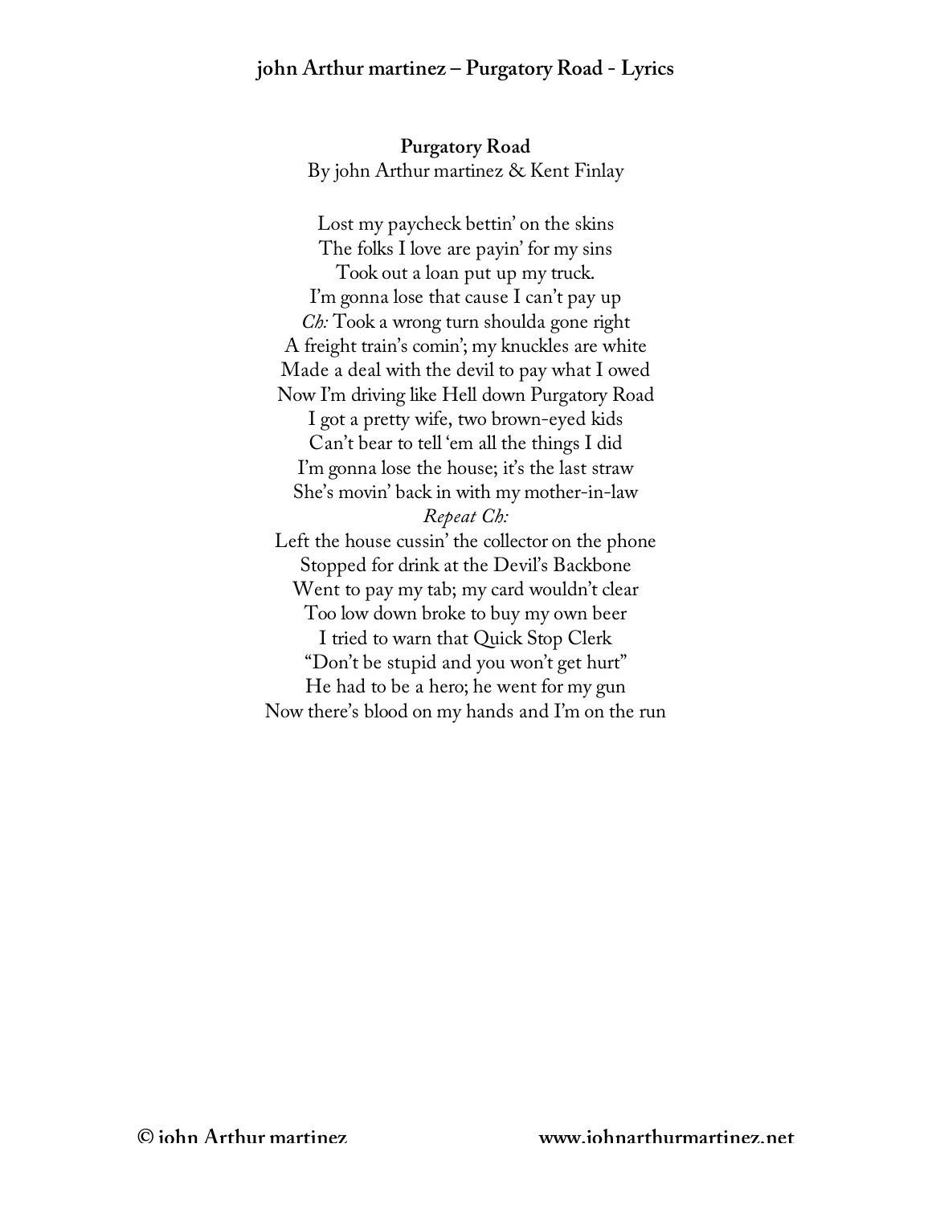# john Arthur martinez – Purgatory Road - Lyrics

## Purgatory Road

By john Arthur martinez & Kent Finlay

Lost my paycheck bettin' on the skins
The folks I love are payin' for my sins
Took out a loan put up my truck.
I'm gonna lose that cause I can't pay up
*Ch:* Took a wrong turn shoulda gone right
A freight train's comin'; my knuckles are white
Made a deal with the devil to pay what I owed
Now I'm driving like Hell down Purgatory Road
I got a pretty wife, two brown-eyed kids
Can't bear to tell 'em all the things I did
I'm gonna lose the house; it's the last straw
She's movin' back in with my mother-in-law
*Repeat Ch:*
Left the house cussin' the collector on the phone
Stopped for drink at the Devil's Backbone
Went to pay my tab; my card wouldn't clear
Too low down broke to buy my own beer
I tried to warn that Quick Stop Clerk
"Don't be stupid and you won't get hurt"
He had to be a hero; he went for my gun
Now there's blood on my hands and I'm on the run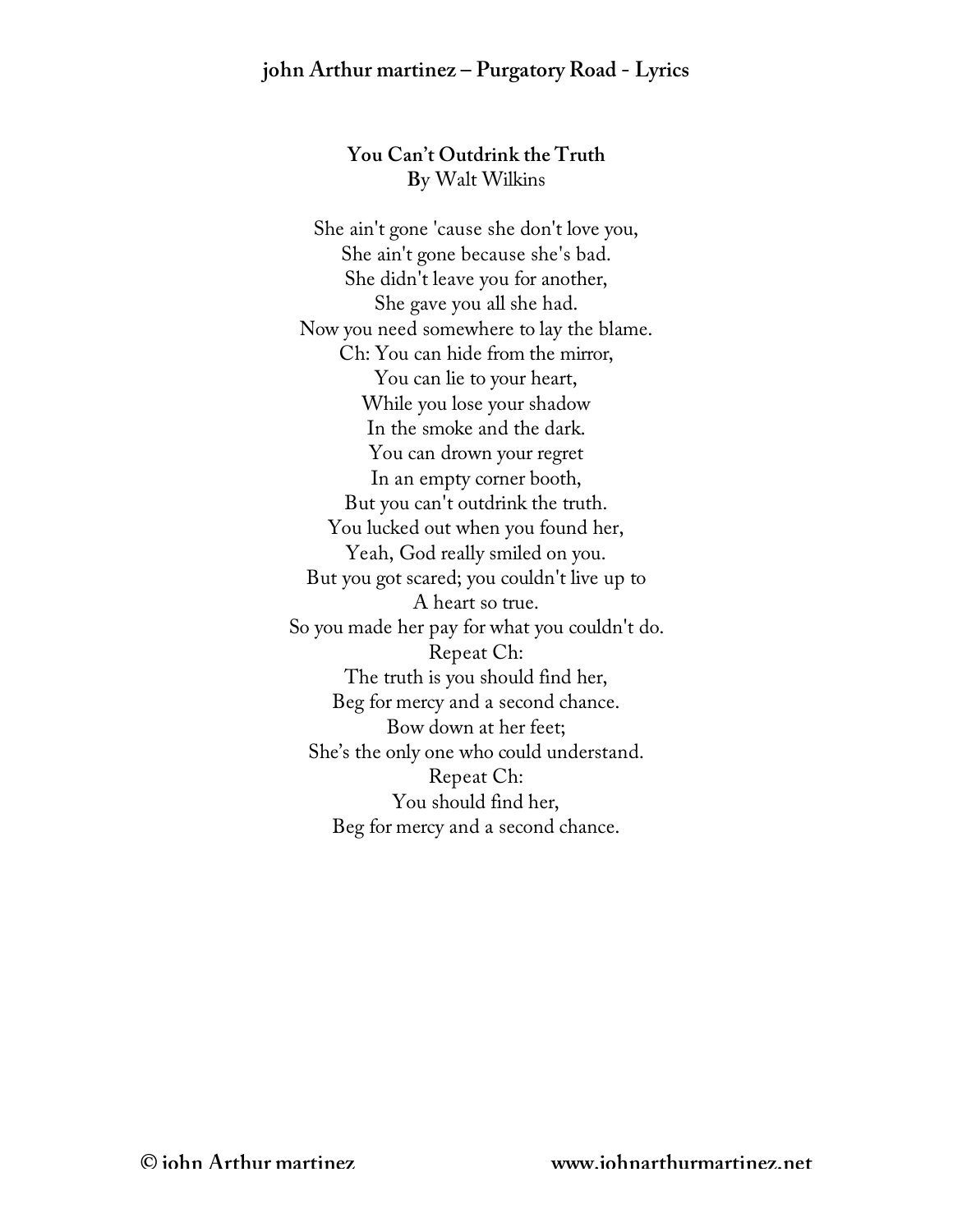## You Can't Outdrink the Truth

By Walt Wilkins

She ain't gone 'cause she don't love you,
She ain't gone because she's bad.
She didn't leave you for another,
She gave you all she had.
Now you need somewhere to lay the blame.
Ch: You can hide from the mirror,
You can lie to your heart,
While you lose your shadow
In the smoke and the dark.
You can drown your regret
In an empty corner booth,
But you can't outdrink the truth.
You lucked out when you found her,
Yeah, God really smiled on you.
But you got scared; you couldn't live up to
A heart so true.
So you made her pay for what you couldn't do.
Repeat Ch:
The truth is you should find her,
Beg for mercy and a second chance.
Bow down at her feet;
She's the only one who could understand.
Repeat Ch:
You should find her,
Beg for mercy and a second chance.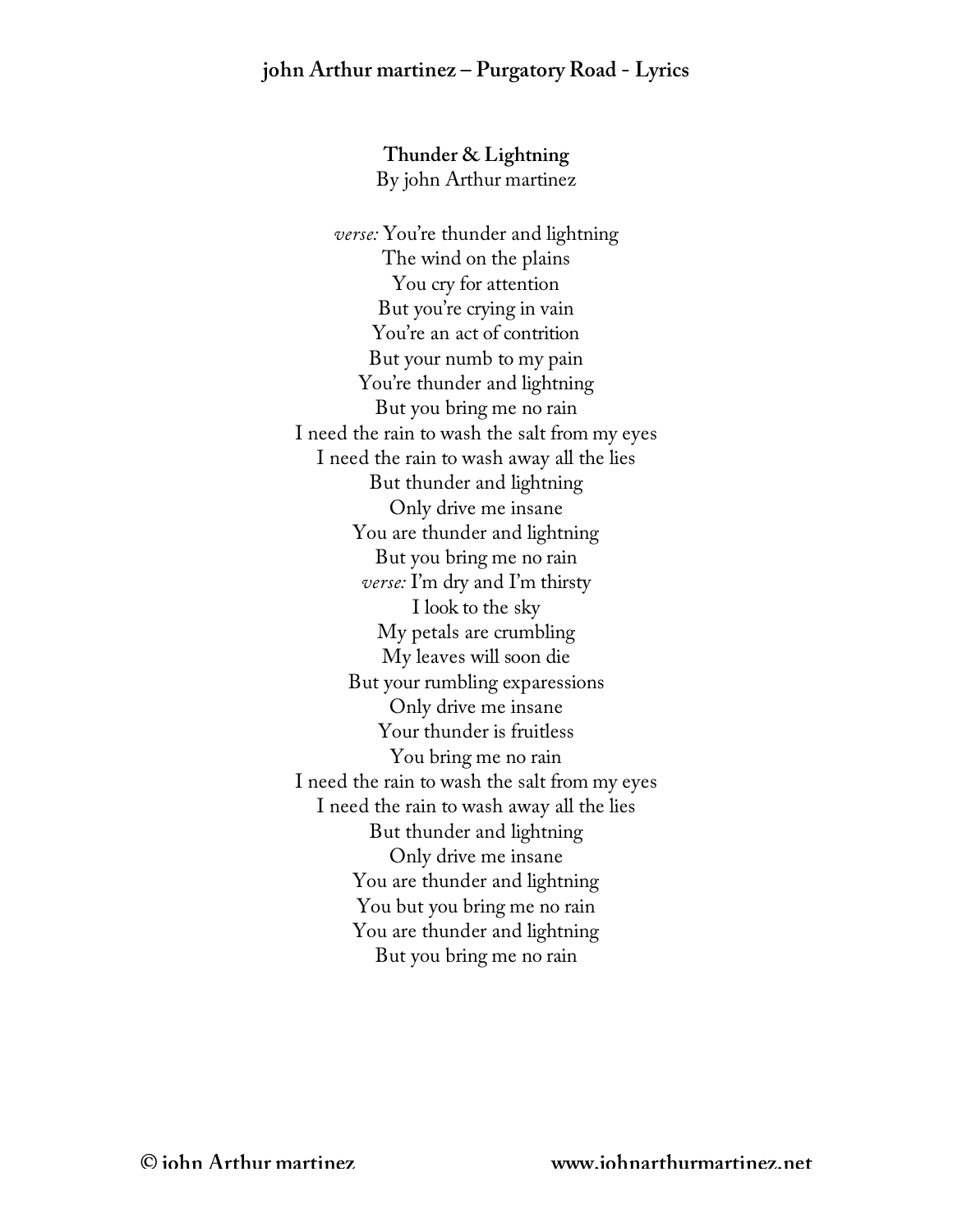## Thunder & Lightning

By john Arthur martinez

*verse:* You're thunder and lightning  
The wind on the plains  
You cry for attention  
But you're crying in vain  
You're an act of contrition  
But your numb to my pain  
You're thunder and lightning  
But you bring me no rain  
I need the rain to wash the salt from my eyes  
I need the rain to wash away all the lies  
But thunder and lightning  
Only drive me insane  
You are thunder and lightning  
But you bring me no rain  
*verse:* I'm dry and I'm thirsty  
I look to the sky  
My petals are crumbling  
My leaves will soon die  
But your rumbling exparessions  
Only drive me insane  
Your thunder is fruitless  
You bring me no rain  
I need the rain to wash the salt from my eyes  
I need the rain to wash away all the lies  
But thunder and lightning  
Only drive me insane  
You are thunder and lightning  
You but you bring me no rain  
You are thunder and lightning  
But you bring me no rain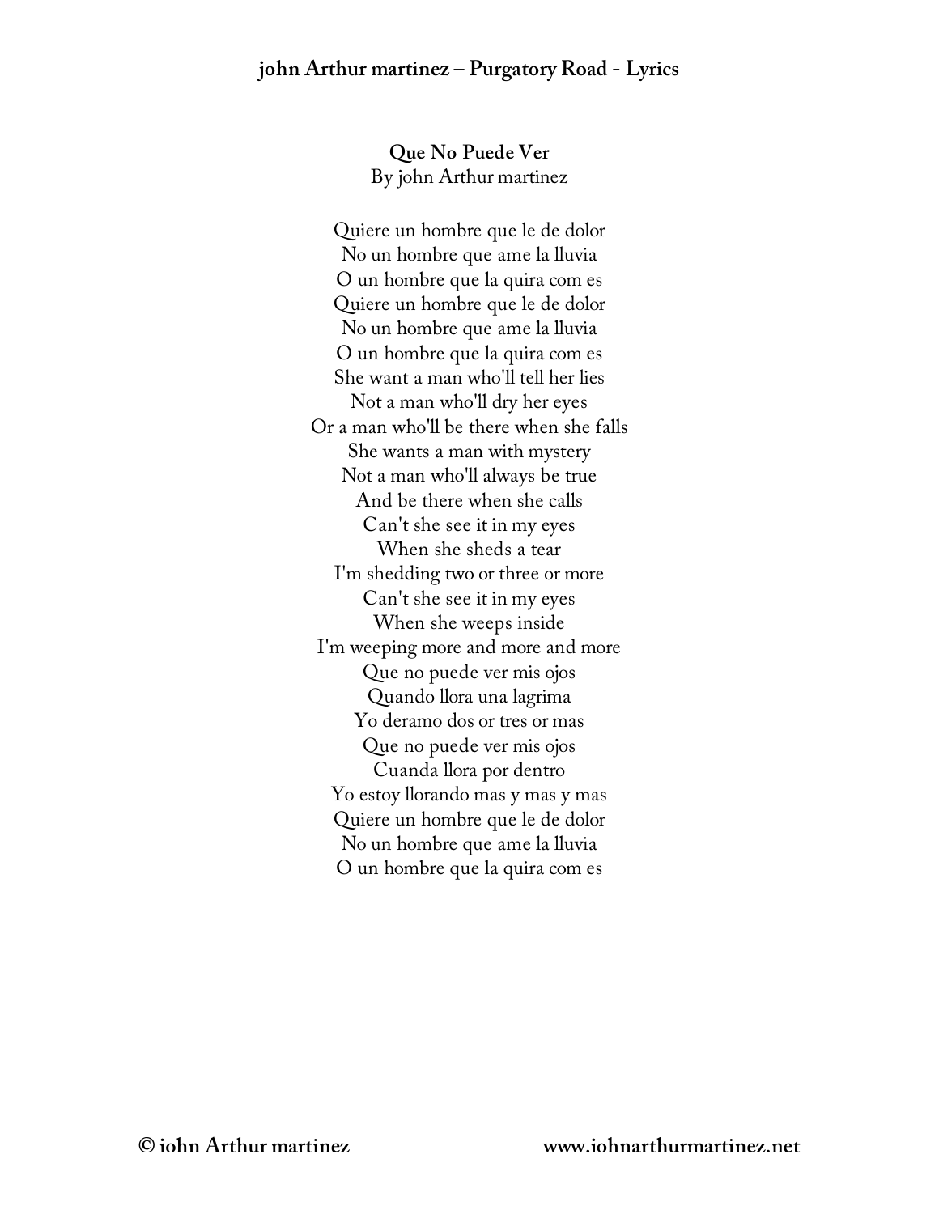## Que No Puede Ver

By john Arthur martinez

Quiere un hombre que le de dolor
No un hombre que ame la lluvia
O un hombre que la quira com es
Quiere un hombre que le de dolor
No un hombre que ame la lluvia
O un hombre que la quira com es
She want a man who'll tell her lies
Not a man who'll dry her eyes
Or a man who'll be there when she falls
She wants a man with mystery
Not a man who'll always be true
And be there when she calls
Can't she see it in my eyes
When she sheds a tear
I'm shedding two or three or more
Can't she see it in my eyes
When she weeps inside
I'm weeping more and more and more
Que no puede ver mis ojos
Quando llora una lagrima
Yo deramo dos or tres or mas
Que no puede ver mis ojos
Cuanda llora por dentro
Yo estoy llorando mas y mas y mas
Quiere un hombre que le de dolor
No un hombre que ame la lluvia
O un hombre que la quira com es

© john Arthur martinez www.johnarthurmartinez.net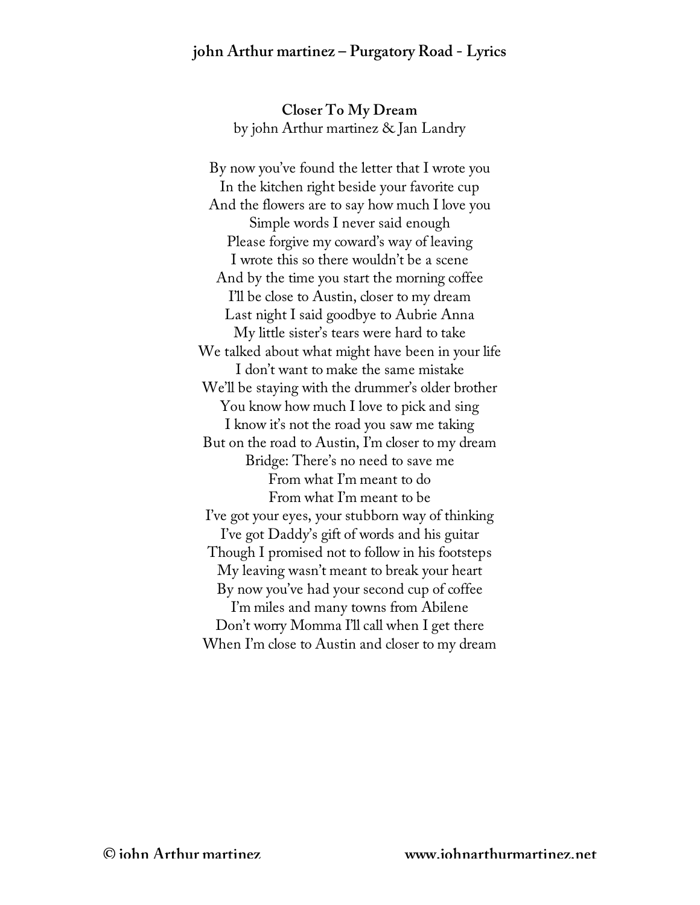### Closer To My Dream

by john Arthur martinez & Jan Landry

By now you've found the letter that I wrote you
In the kitchen right beside your favorite cup
And the flowers are to say how much I love you
Simple words I never said enough
Please forgive my coward's way of leaving
I wrote this so there wouldn't be a scene
And by the time you start the morning coffee
I'll be close to Austin, closer to my dream
Last night I said goodbye to Aubrie Anna
My little sister's tears were hard to take
We talked about what might have been in your life
I don't want to make the same mistake
We'll be staying with the drummer's older brother
You know how much I love to pick and sing
I know it's not the road you saw me taking
But on the road to Austin, I'm closer to my dream
Bridge: There's no need to save me
From what I'm meant to do
From what I'm meant to be
I've got your eyes, your stubborn way of thinking
I've got Daddy's gift of words and his guitar
Though I promised not to follow in his footsteps
My leaving wasn't meant to break your heart
By now you've had your second cup of coffee
I'm miles and many towns from Abilene
Don't worry Momma I'll call when I get there
When I'm close to Austin and closer to my dream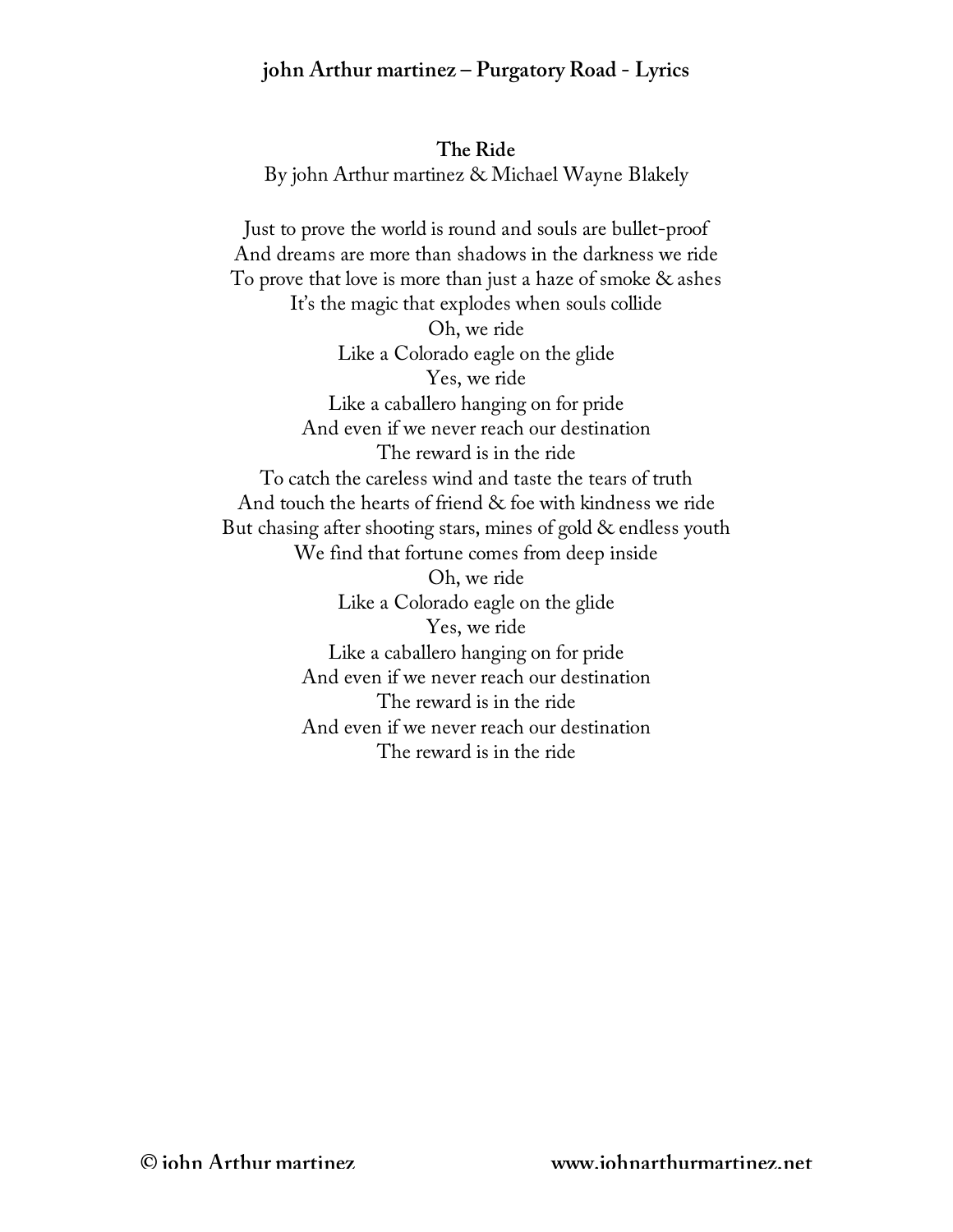## The Ride

By john Arthur martinez & Michael Wayne Blakely

Just to prove the world is round and souls are bullet-proof
And dreams are more than shadows in the darkness we ride
To prove that love is more than just a haze of smoke & ashes
It's the magic that explodes when souls collide
Oh, we ride
Like a Colorado eagle on the glide
Yes, we ride
Like a caballero hanging on for pride
And even if we never reach our destination
The reward is in the ride
To catch the careless wind and taste the tears of truth
And touch the hearts of friend & foe with kindness we ride
But chasing after shooting stars, mines of gold & endless youth
We find that fortune comes from deep inside
Oh, we ride
Like a Colorado eagle on the glide
Yes, we ride
Like a caballero hanging on for pride
And even if we never reach our destination
The reward is in the ride
And even if we never reach our destination
The reward is in the ride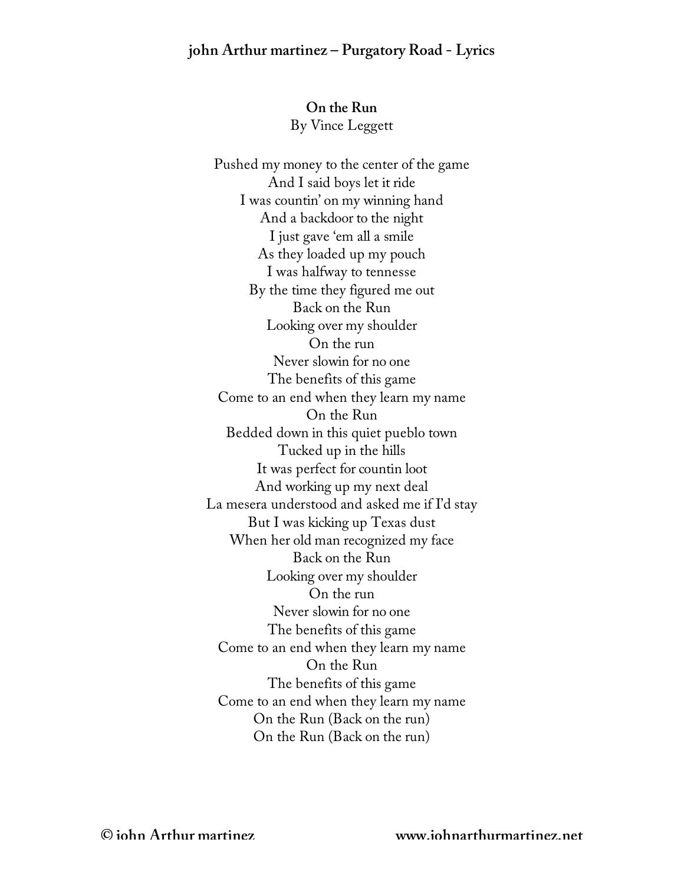## On the Run

By Vince Leggett

Pushed my money to the center of the game
And I said boys let it ride
I was countin' on my winning hand
And a backdoor to the night
I just gave 'em all a smile
As they loaded up my pouch
I was halfway to tennesse
By the time they figured me out
Back on the Run
Looking over my shoulder
On the run
Never slowin for no one
The benefits of this game
Come to an end when they learn my name
On the Run
Bedded down in this quiet pueblo town
Tucked up in the hills
It was perfect for countin loot
And working up my next deal
La mesera understood and asked me if I'd stay
But I was kicking up Texas dust
When her old man recognized my face
Back on the Run
Looking over my shoulder
On the run
Never slowin for no one
The benefits of this game
Come to an end when they learn my name
On the Run
The benefits of this game
Come to an end when they learn my name
On the Run (Back on the run)
On the Run (Back on the run)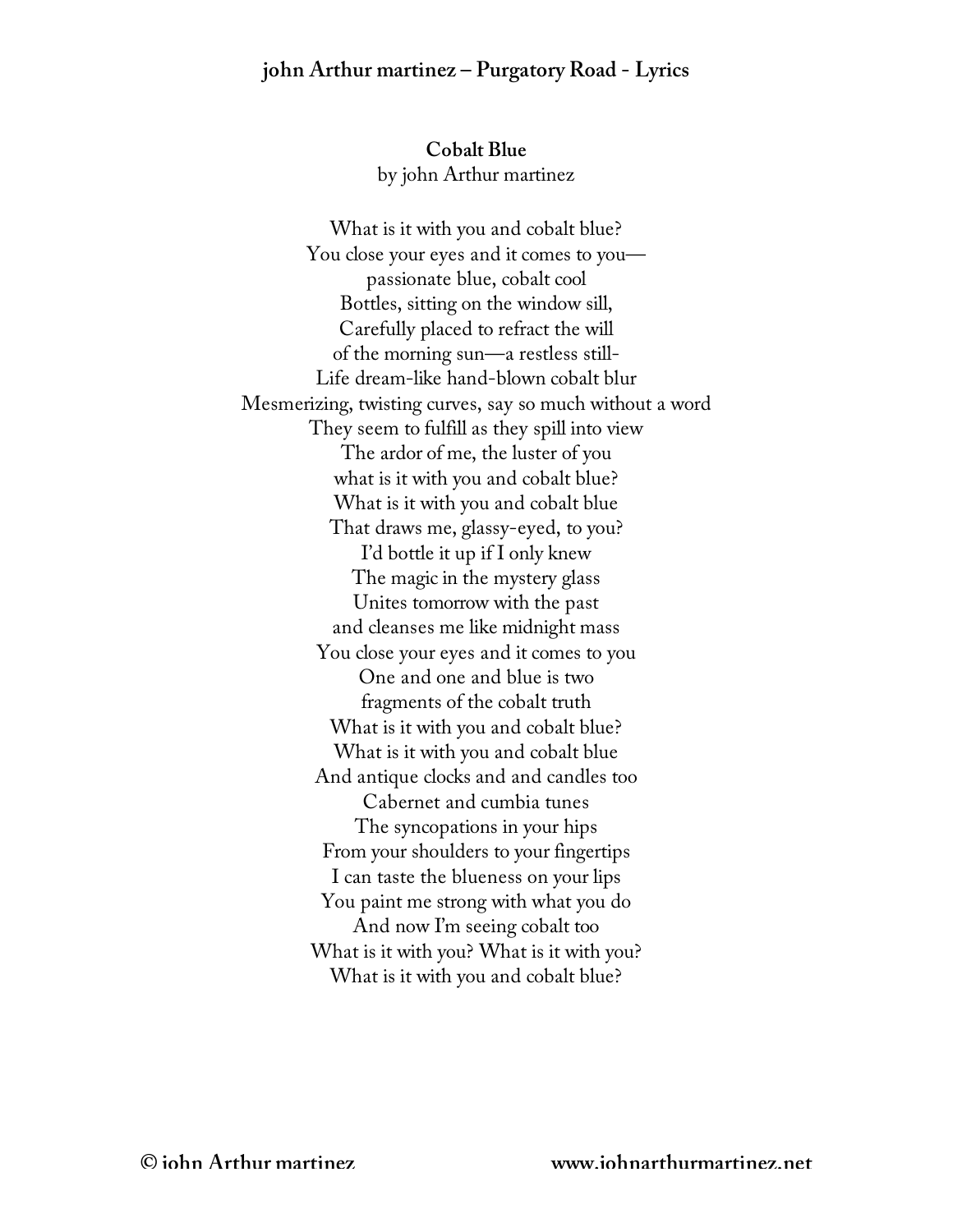## Cobalt Blue

by john Arthur martinez

What is it with you and cobalt blue?
You close your eyes and it comes to you—
passionate blue, cobalt cool
Bottles, sitting on the window sill,
Carefully placed to refract the will
of the morning sun—a restless still-
Life dream-like hand-blown cobalt blur
Mesmerizing, twisting curves, say so much without a word
They seem to fulfill as they spill into view
The ardor of me, the luster of you
what is it with you and cobalt blue?
What is it with you and cobalt blue
That draws me, glassy-eyed, to you?
I'd bottle it up if I only knew
The magic in the mystery glass
Unites tomorrow with the past
and cleanses me like midnight mass
You close your eyes and it comes to you
One and one and blue is two
fragments of the cobalt truth
What is it with you and cobalt blue?
What is it with you and cobalt blue
And antique clocks and and candles too
Cabernet and cumbia tunes
The syncopations in your hips
From your shoulders to your fingertips
I can taste the blueness on your lips
You paint me strong with what you do
And now I'm seeing cobalt too
What is it with you? What is it with you?
What is it with you and cobalt blue?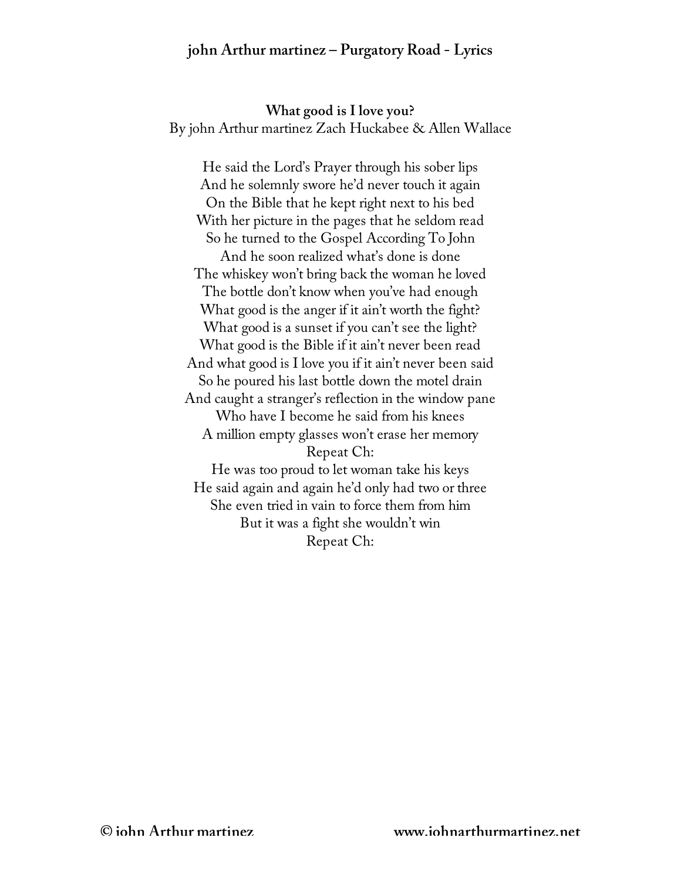**What good is I love you?**
By john Arthur martinez Zach Huckabee & Allen Wallace

He said the Lord's Prayer through his sober lips
And he solemnly swore he'd never touch it again
On the Bible that he kept right next to his bed
With her picture in the pages that he seldom read
So he turned to the Gospel According To John
And he soon realized what's done is done
The whiskey won't bring back the woman he loved
The bottle don't know when you've had enough
What good is the anger if it ain't worth the fight?
What good is a sunset if you can't see the light?
What good is the Bible if it ain't never been read
And what good is I love you if it ain't never been said
So he poured his last bottle down the motel drain
And caught a stranger's reflection in the window pane
Who have I become he said from his knees
A million empty glasses won't erase her memory
Repeat Ch:
He was too proud to let woman take his keys
He said again and again he'd only had two or three
She even tried in vain to force them from him
But it was a fight she wouldn't win
Repeat Ch: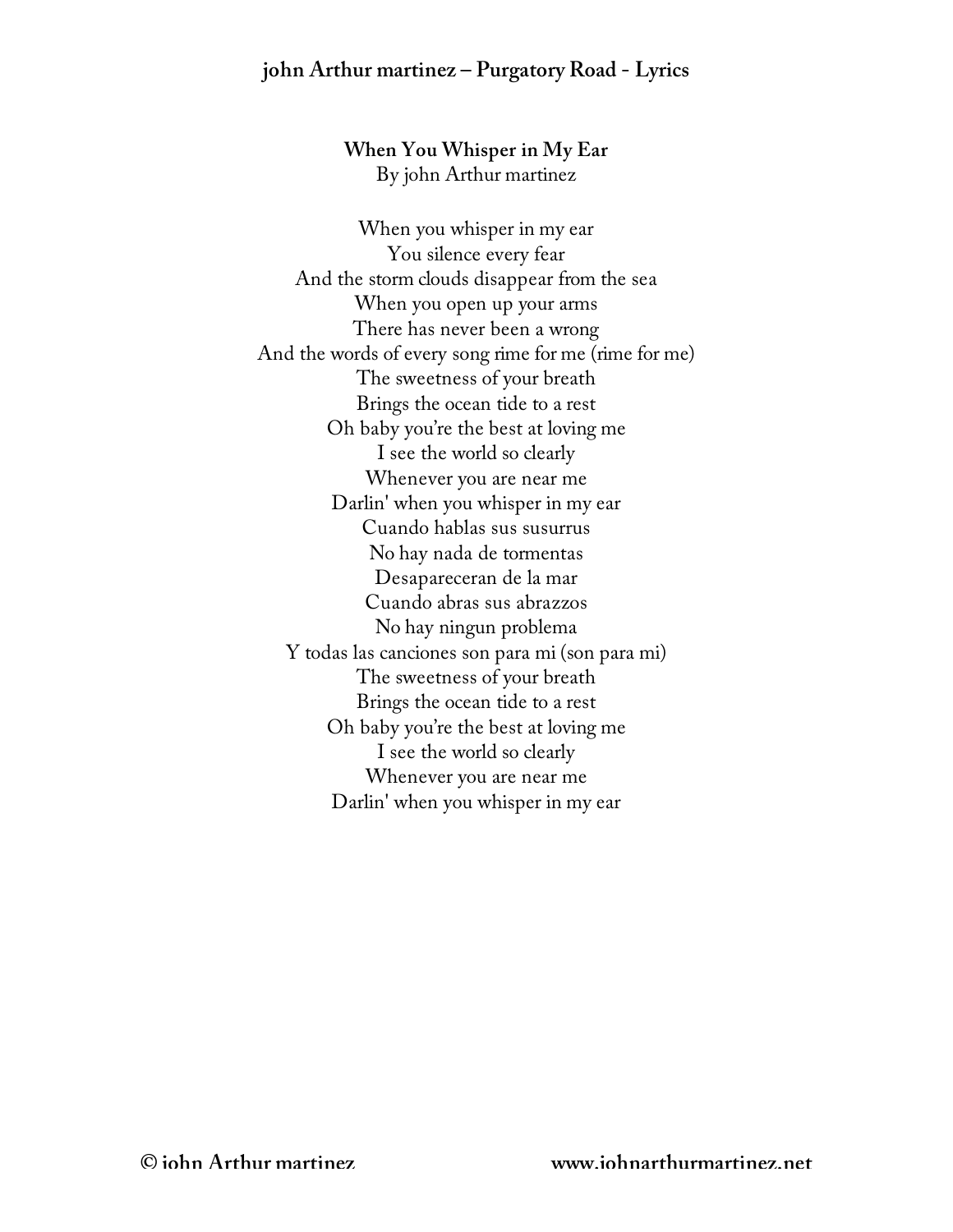### When You Whisper in My Ear

By john Arthur martinez

When you whisper in my ear
You silence every fear
And the storm clouds disappear from the sea
When you open up your arms
There has never been a wrong
And the words of every song rime for me (rime for me)
The sweetness of your breath
Brings the ocean tide to a rest
Oh baby you're the best at loving me
I see the world so clearly
Whenever you are near me
Darlin' when you whisper in my ear
Cuando hablas sus susurrus
No hay nada de tormentas
Desapareceran de la mar
Cuando abras sus abrazzos
No hay ningun problema
Y todas las canciones son para mi (son para mi)
The sweetness of your breath
Brings the ocean tide to a rest
Oh baby you're the best at loving me
I see the world so clearly
Whenever you are near me
Darlin' when you whisper in my ear